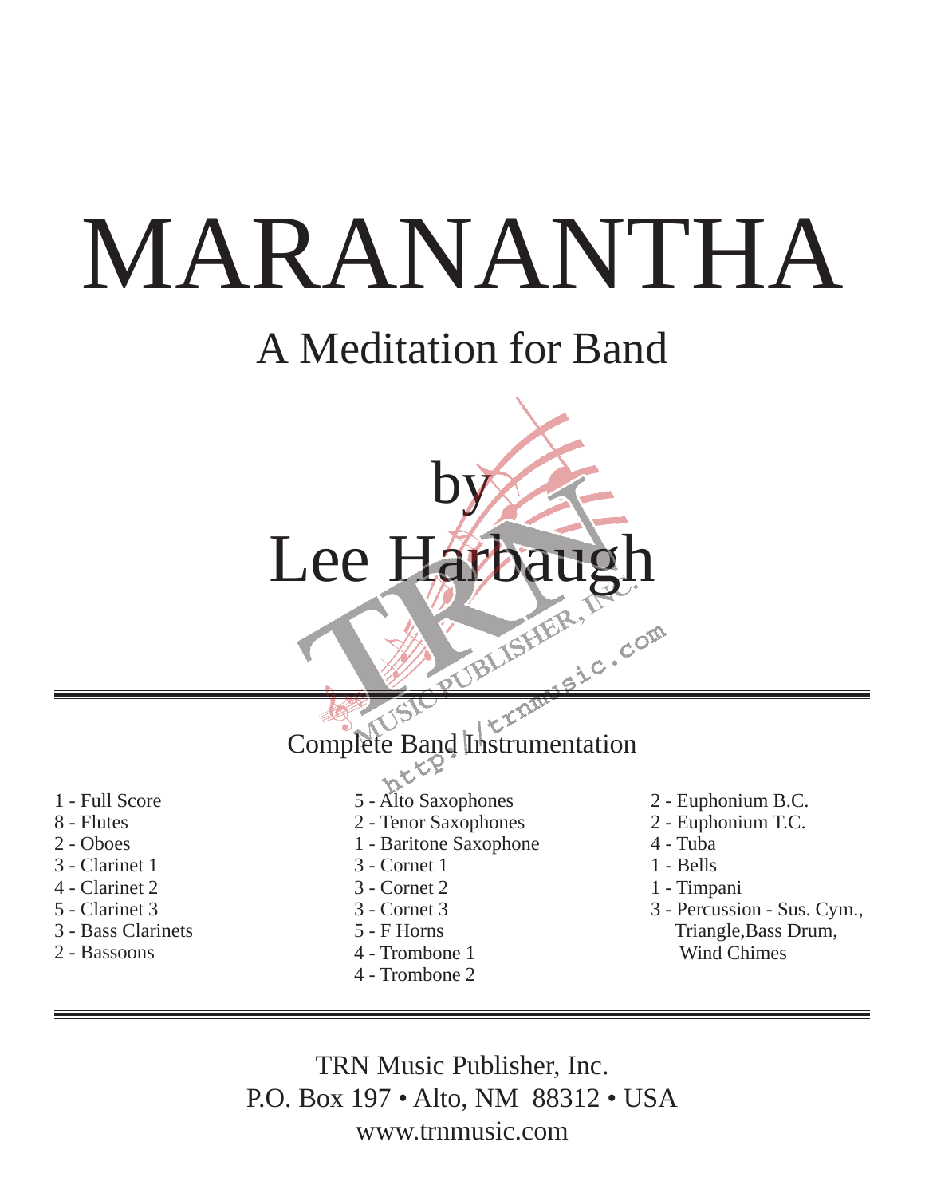# MARANANTHA

## A Meditation for Band

by

Lee Harbaugh

---

Complete Band Instrumentation

- 1 - Full Score
- 8 - Flutes
- 2 - Oboes
- 3 - Clarinet 1
- 4 - Clarinet 2
- 5 - Clarinet 3
- 3 - Bass Clarinets
- 2 - Bassoons
- 5 - Alto Saxophones
- 2 - Tenor Saxophones
- 1 - Baritone Saxophone
- 3 - Cornet 1
- 3 - Cornet 2
- 3 - Cornet 3
- 5 - F Horns
- 4 - Trombone 1
- 4 - Trombone 2
- 2 - Euphonium B.C.
- 2 - Euphonium T.C.
- 4 - Tuba
- 1 - Bells
- 1 - Timpani
- 3 - Percussion - Sus. Cym., Triangle,Bass Drum, Wind Chimes

---

TRN Music Publisher, Inc.
P.O. Box 197 • Alto, NM 88312 • USA
www.trnmusic.com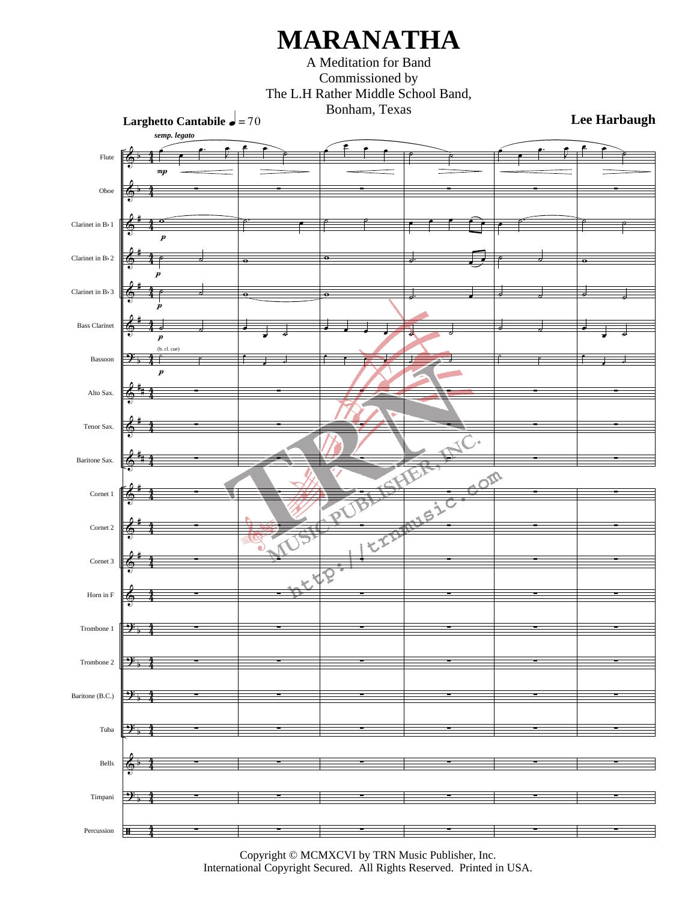# MARANATHA

A Meditation for Band
Commissioned by
The L.H Rather Middle School Band,
Bonham, Texas

**Lee Harbaugh**

**Larghetto Cantabile** ♩ = 70

Copyright © MCMXCVI by TRN Music Publisher, Inc.
International Copyright Secured. All Rights Reserved. Printed in USA.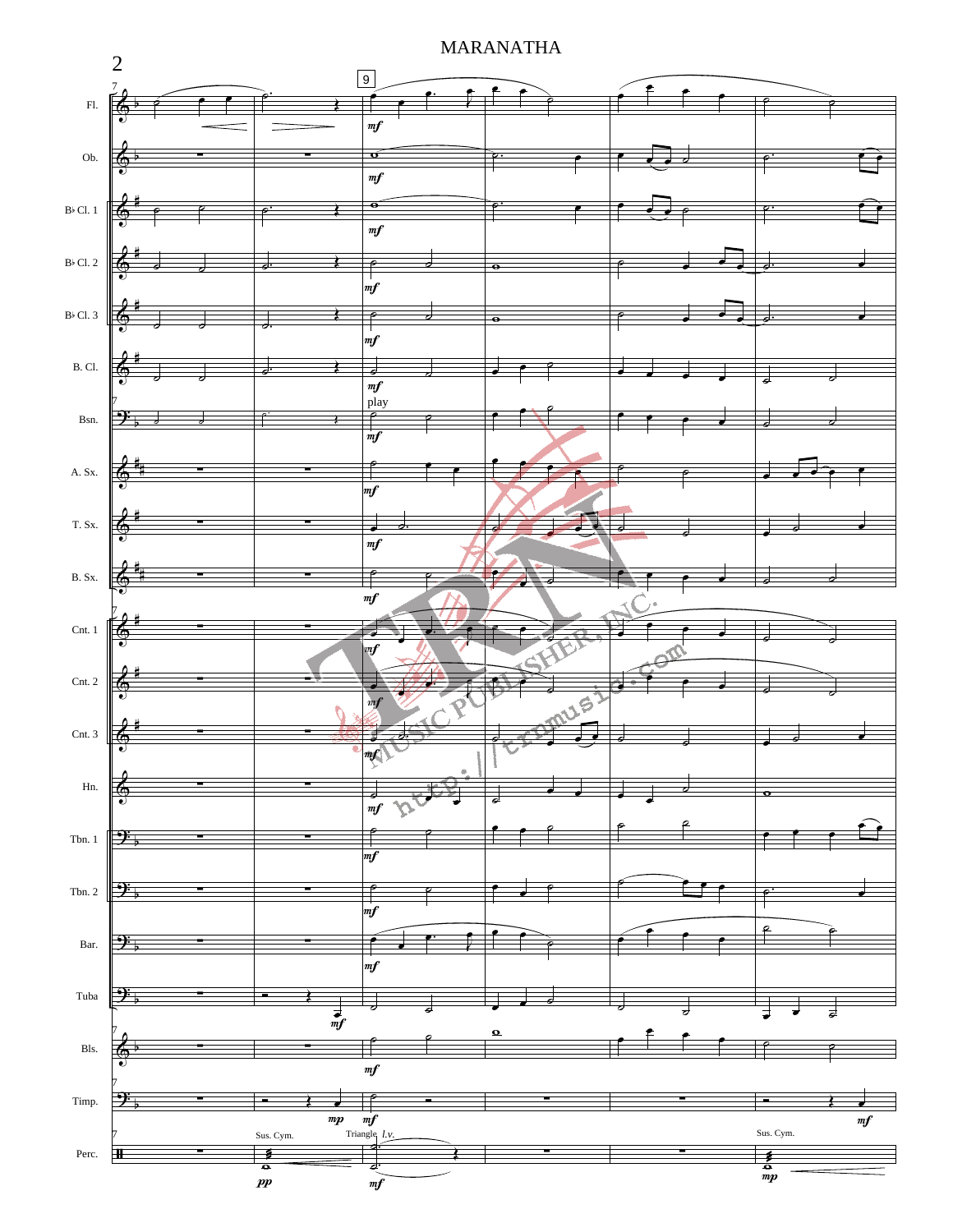# MARANATHA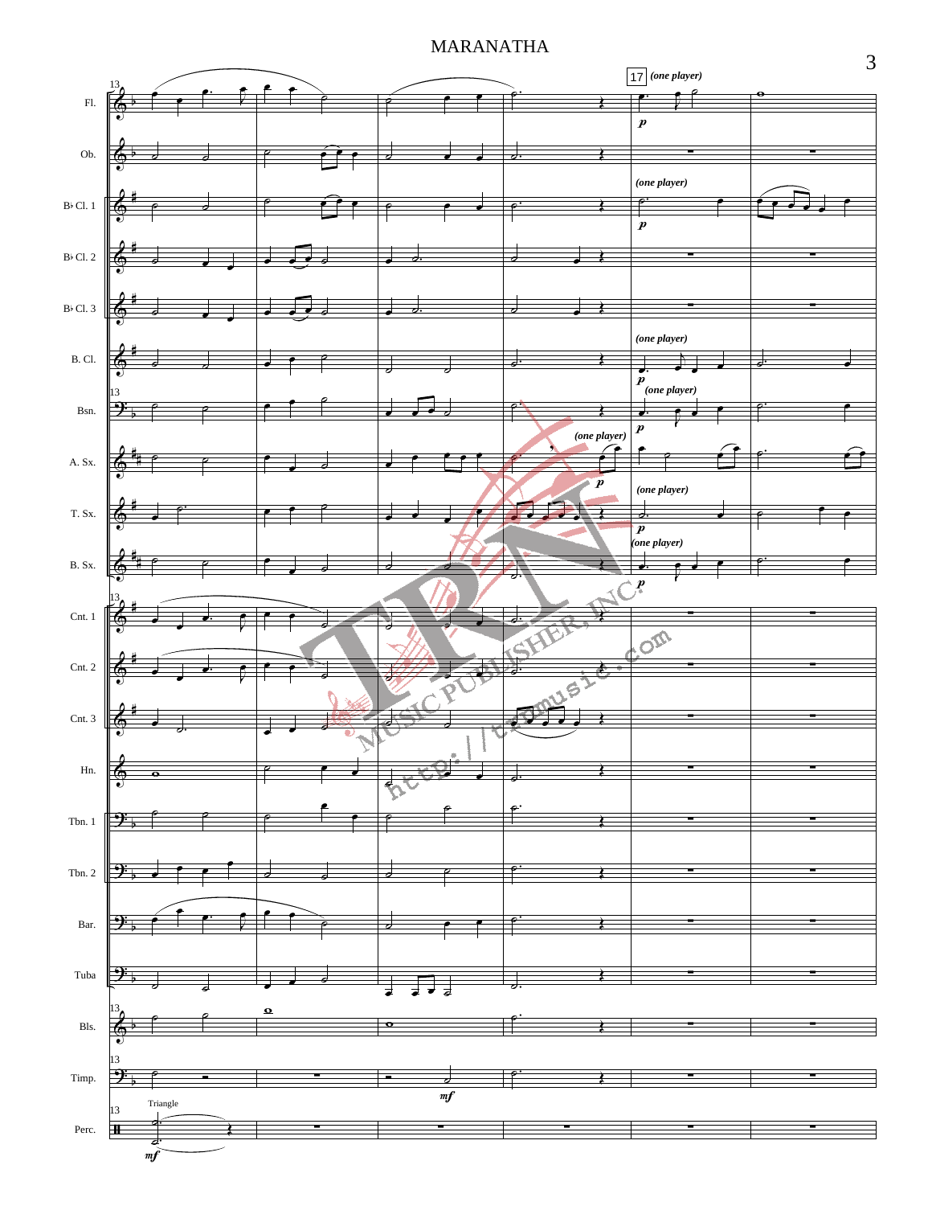# MARANATHA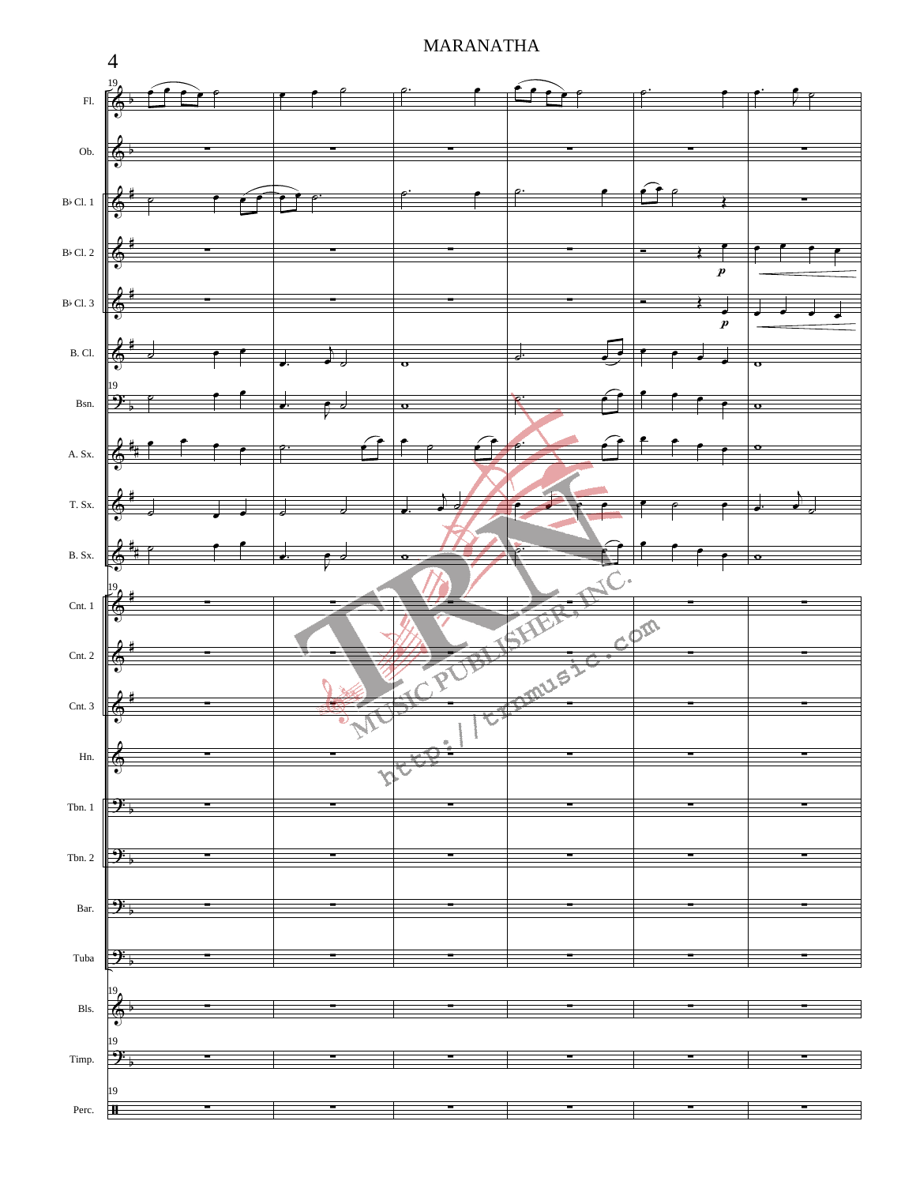MARANATHA

Fl.

Ob.

B♭ Cl. 1

B♭ Cl. 2

B♭ Cl. 3

B. Cl.

Bsn.

A. Sx.

T. Sx.

B. Sx.

Cnt. 1

Cnt. 2

Cnt. 3

Hn.

Tbn. 1

Tbn. 2

Bar.

Tuba

Bls.

Timp.

Perc.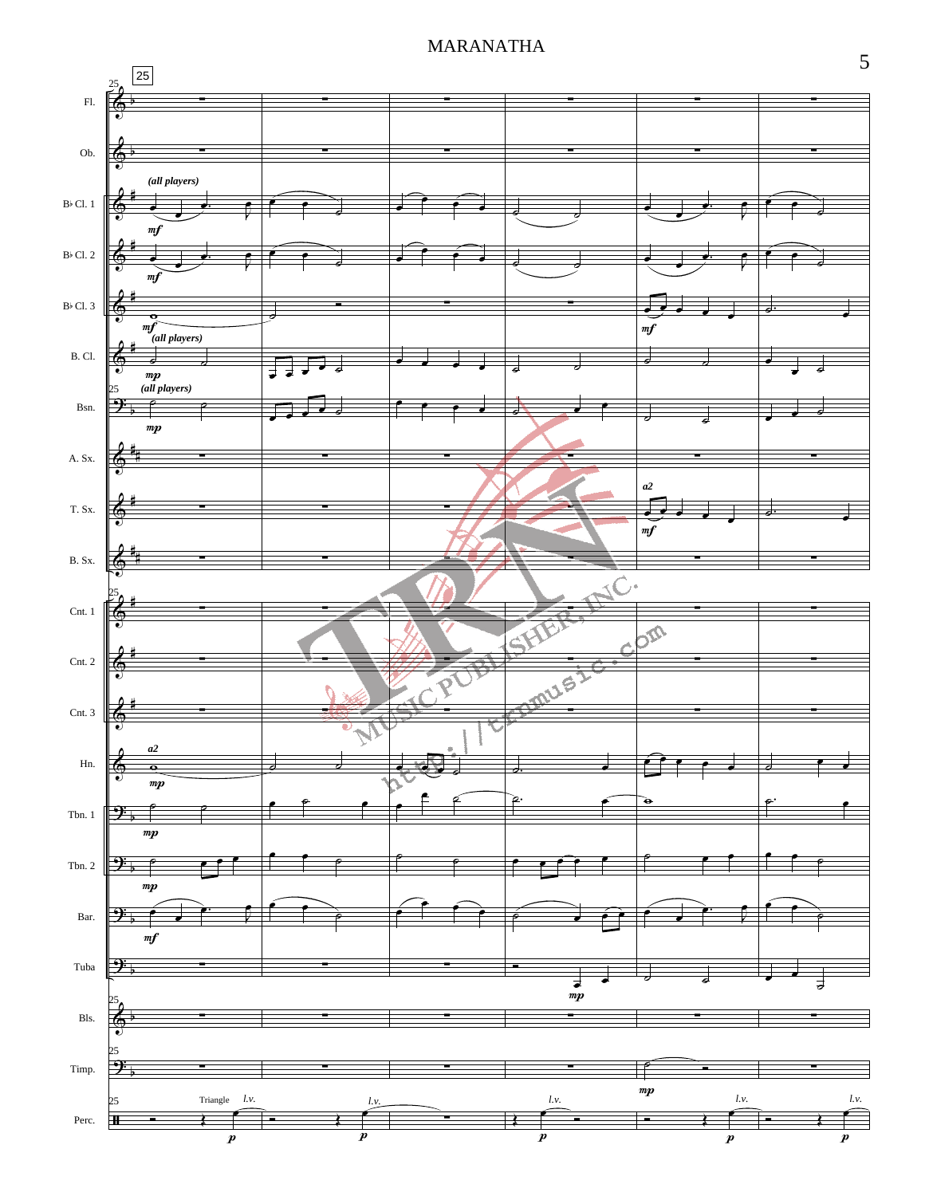MARANATHA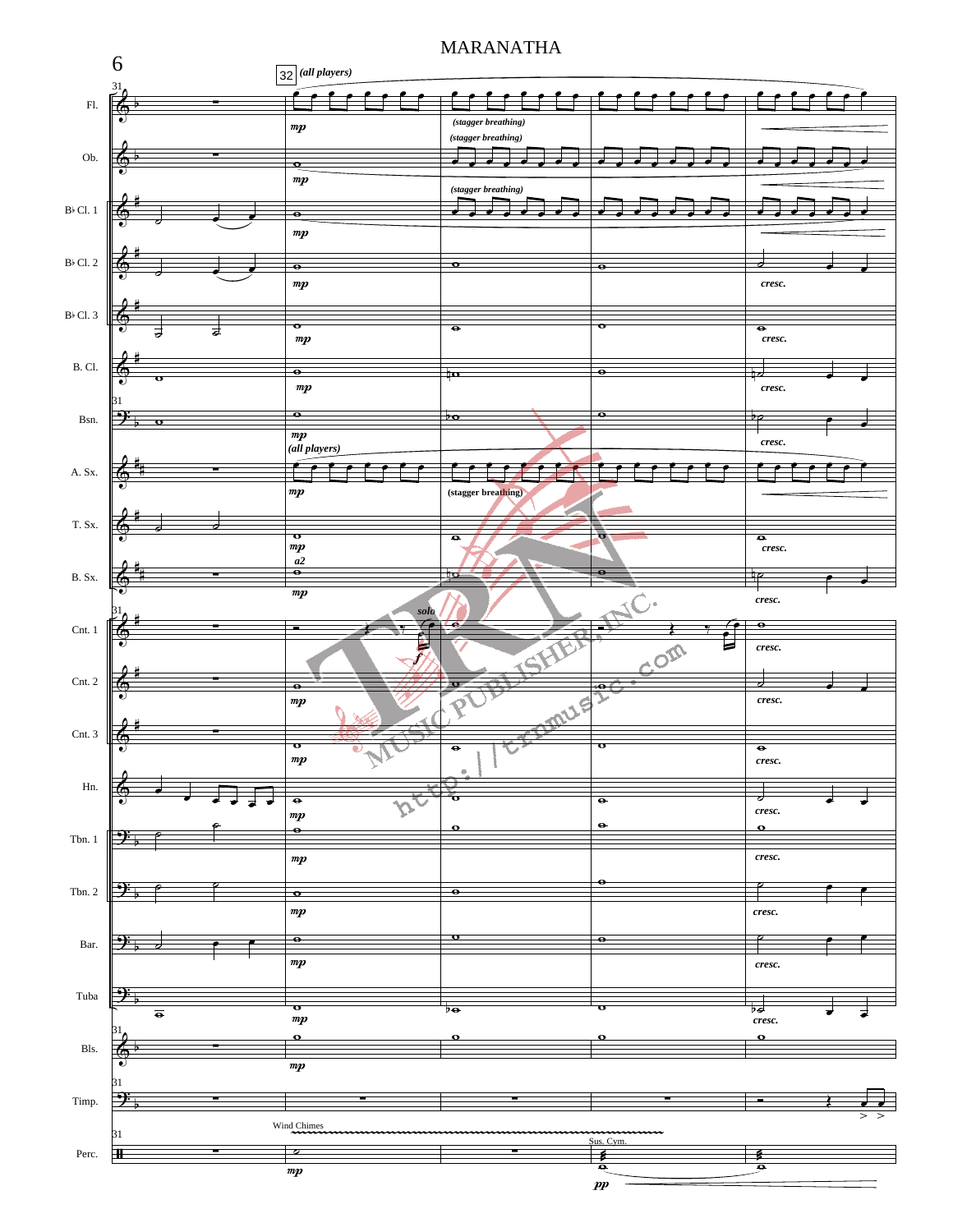# MARANATHA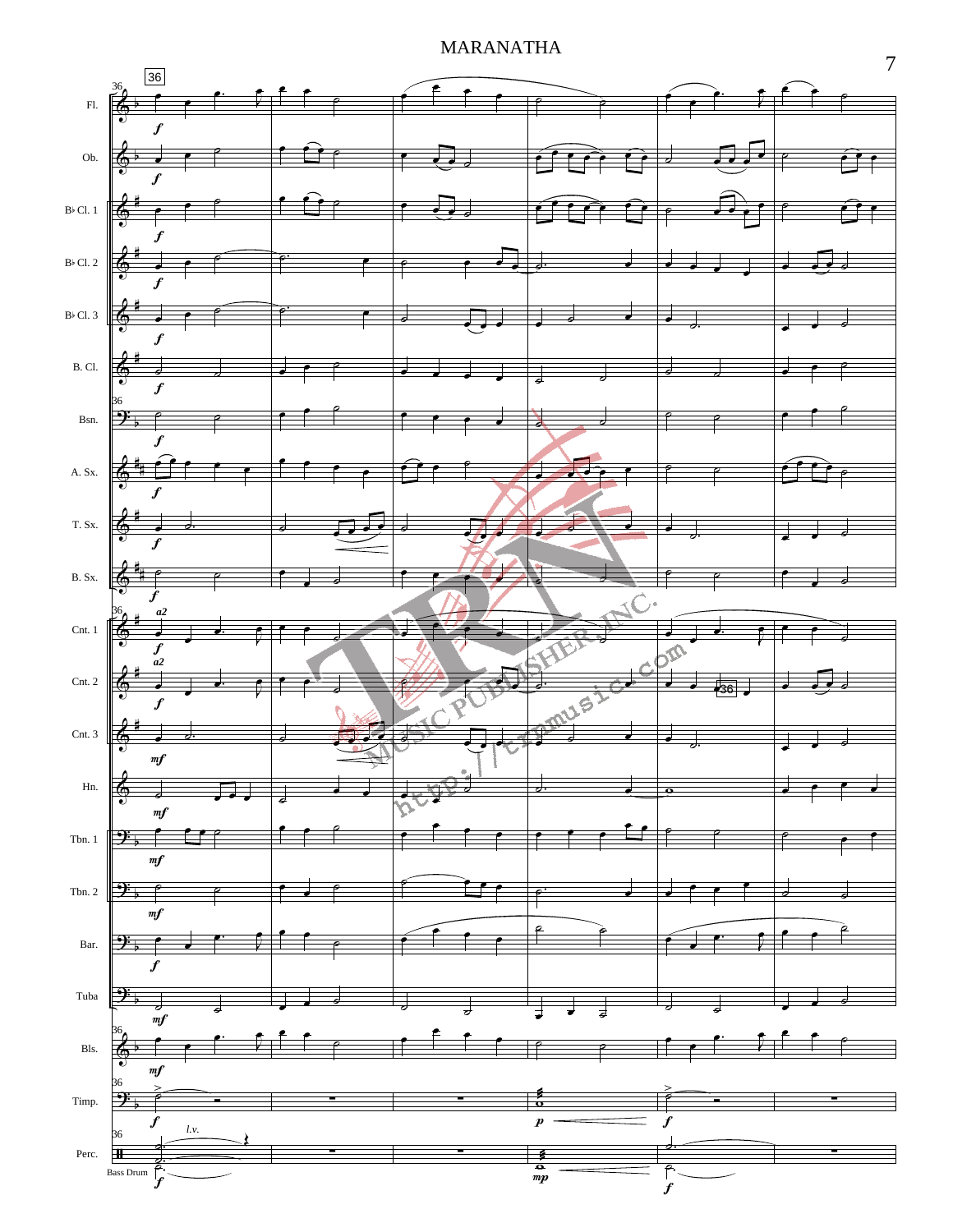# MARANATHA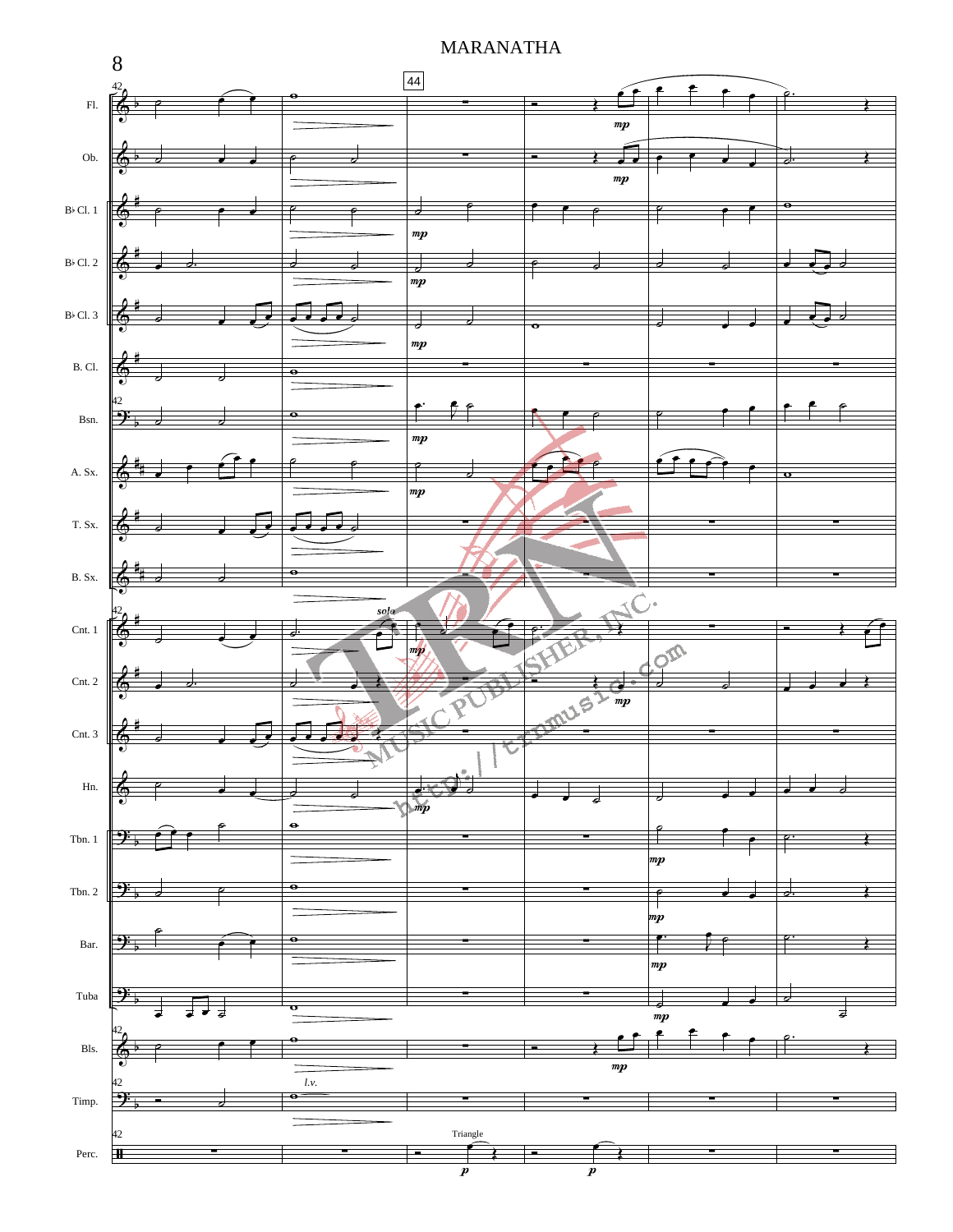# MARANATHA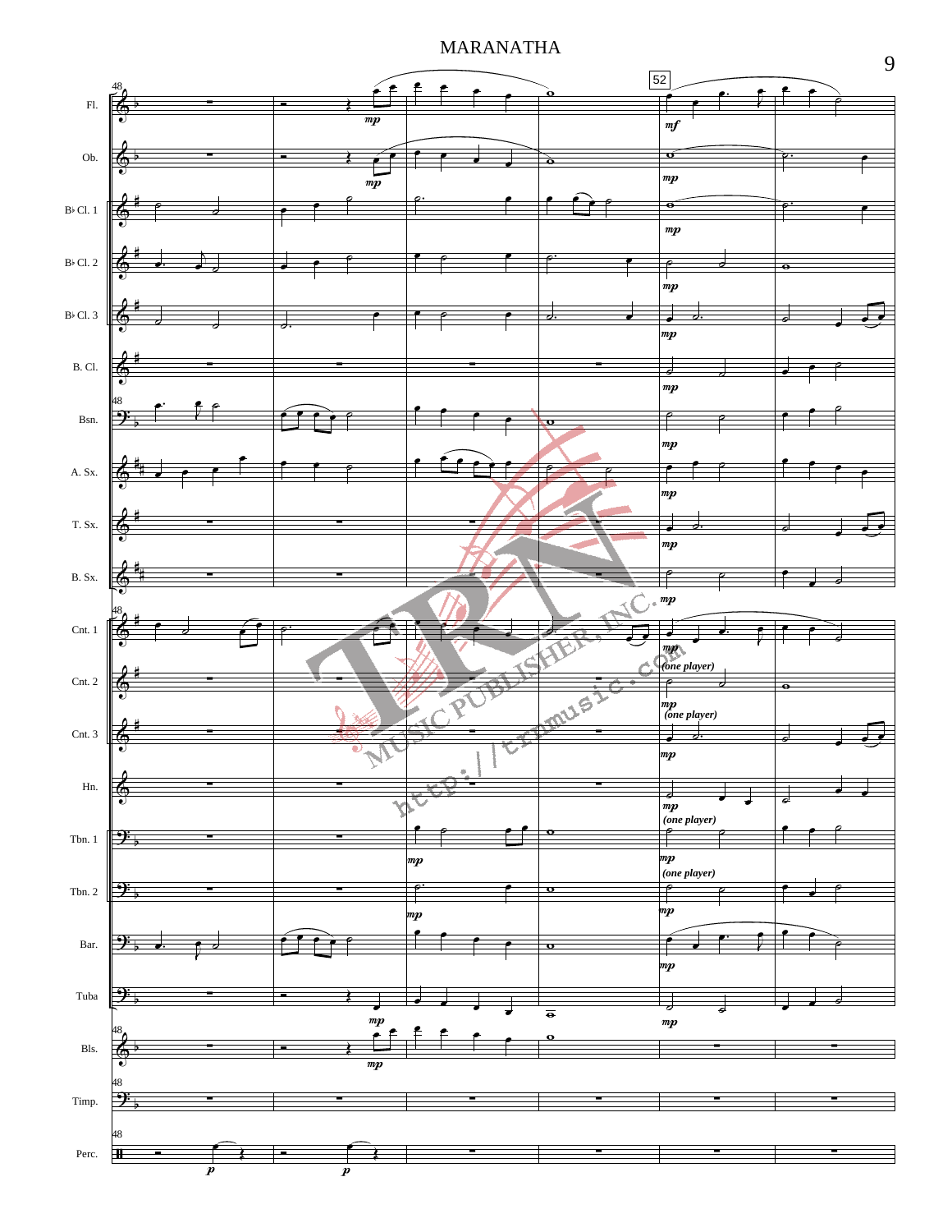# MARANATHA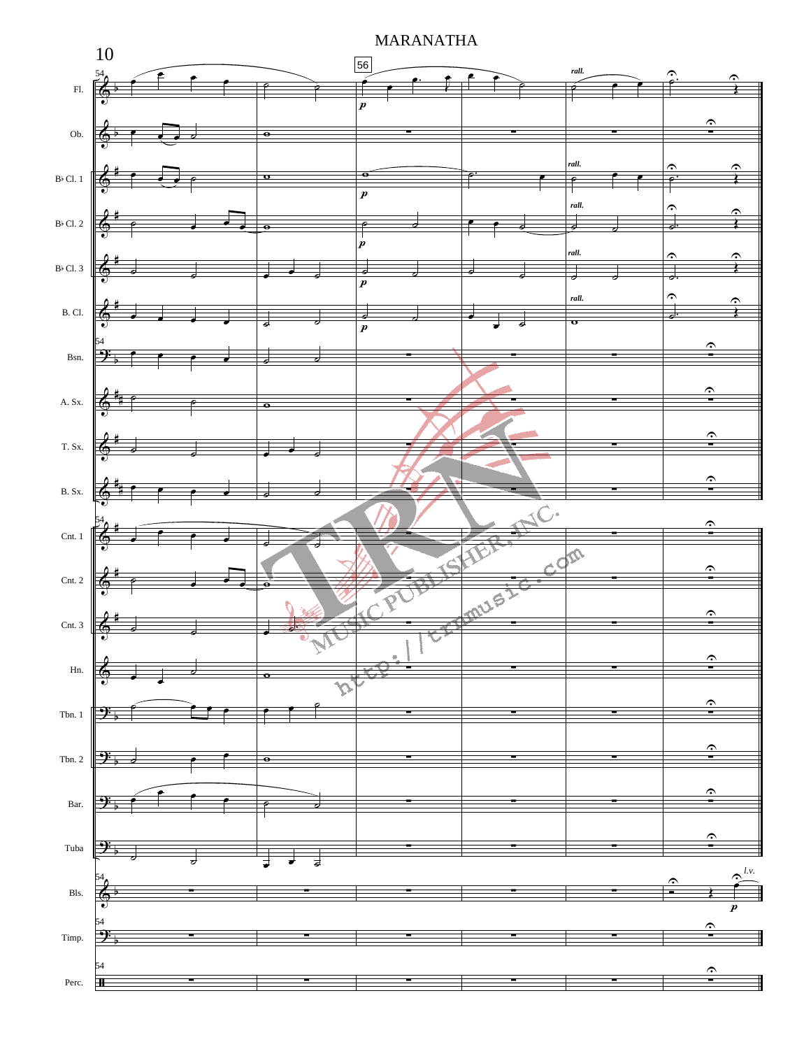# MARANATHA